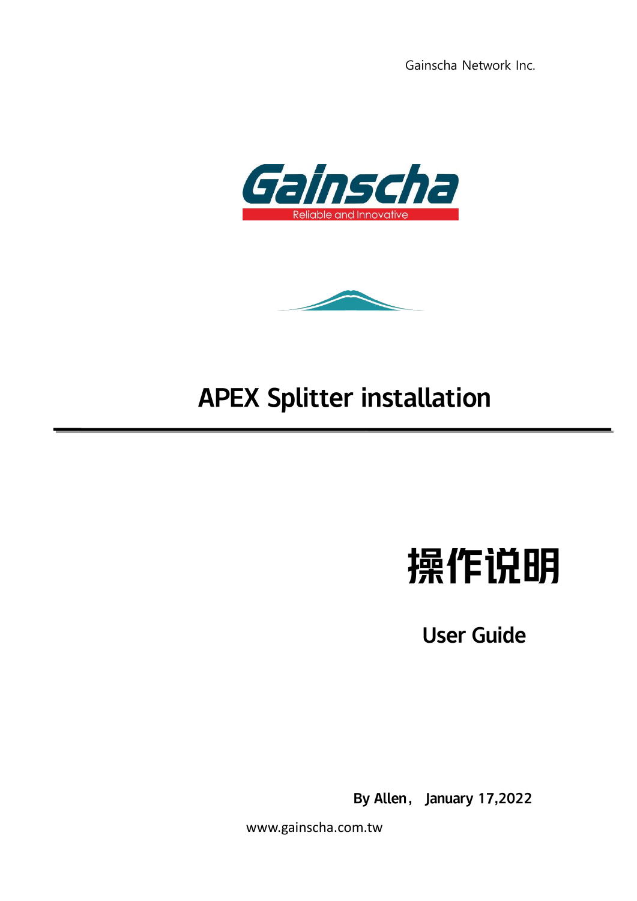Gainscha Network Inc.

Gainscha

Reliable and Innovative

# APEX Splitter installation

# 操作说明

## User Guide

**By Allen， January 17,2022**

www.gainscha.com.tw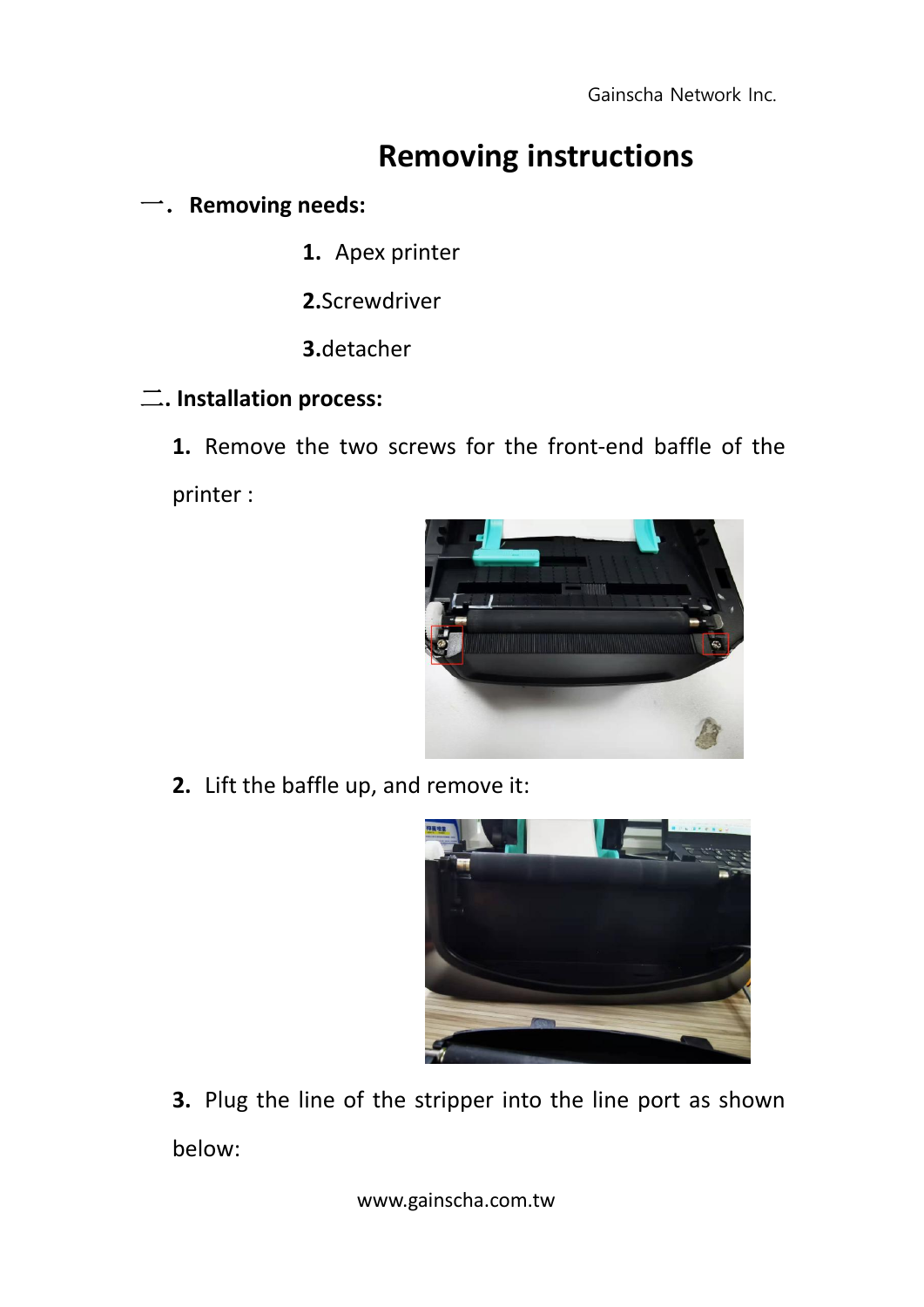# Removing instructions

## 一. Removing needs:

1. Apex printer
2. Screwdriver
3. detacher

## 二. Installation process:

**1.** Remove the two screws for the front-end baffle of the printer :

**2.** Lift the baffle up, and remove it:

**3.** Plug the line of the stripper into the line port as shown below: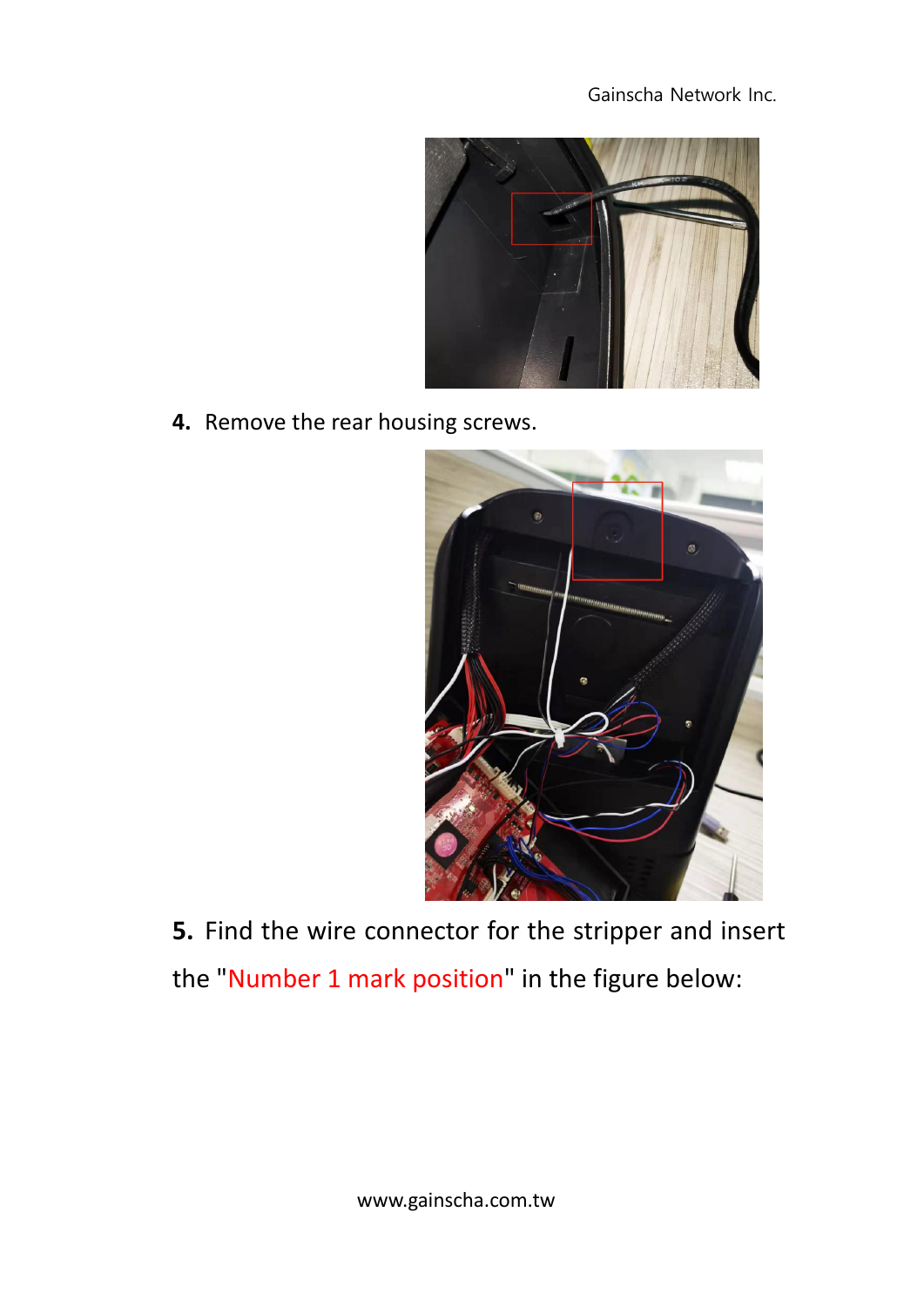4. Remove the rear housing screws.

5. Find the wire connector for the stripper and insert the "Number 1 mark position" in the figure below: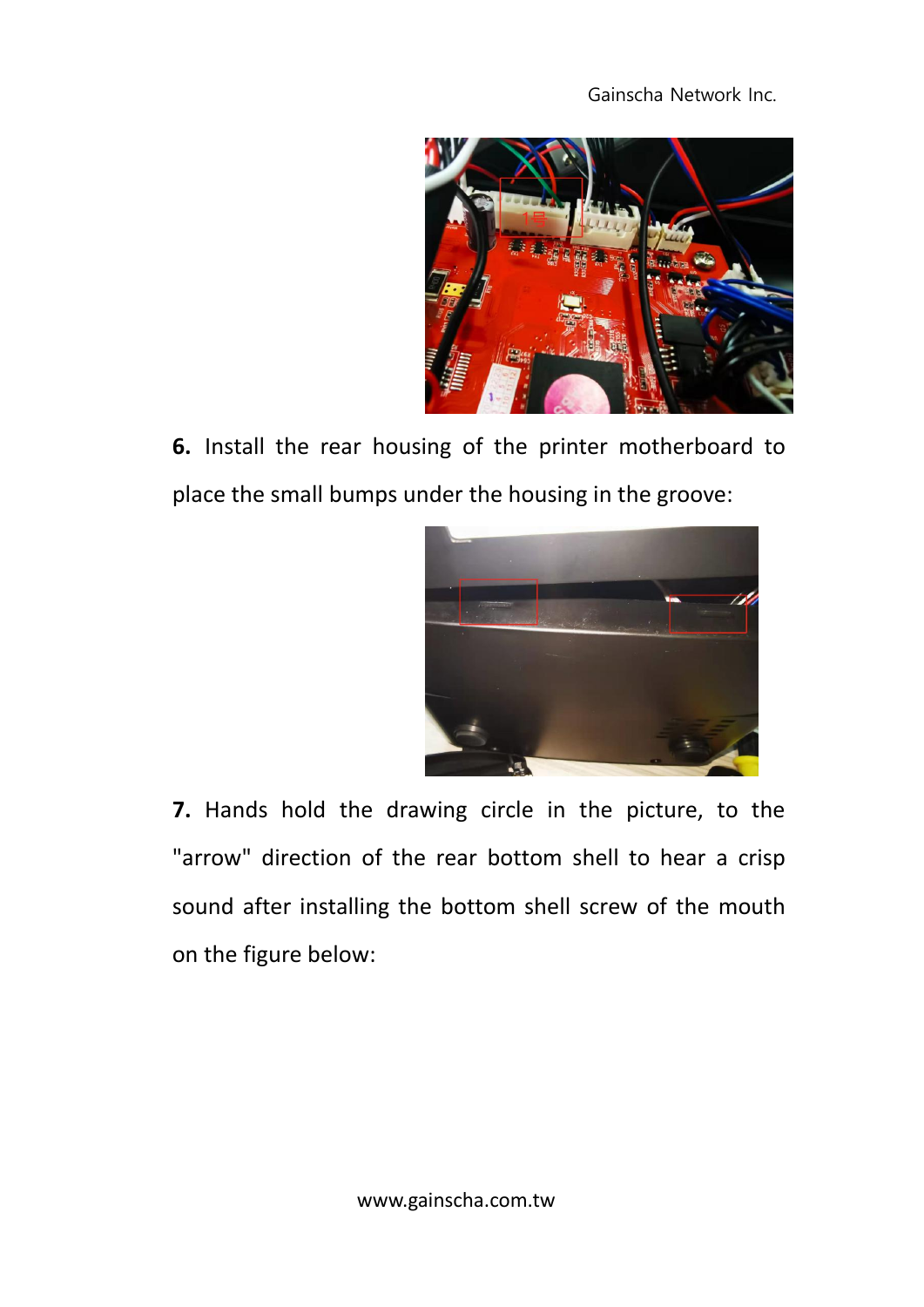**6.** Install the rear housing of the printer motherboard to place the small bumps under the housing in the groove:

**7.** Hands hold the drawing circle in the picture, to the "arrow" direction of the rear bottom shell to hear a crisp sound after installing the bottom shell screw of the mouth on the figure below: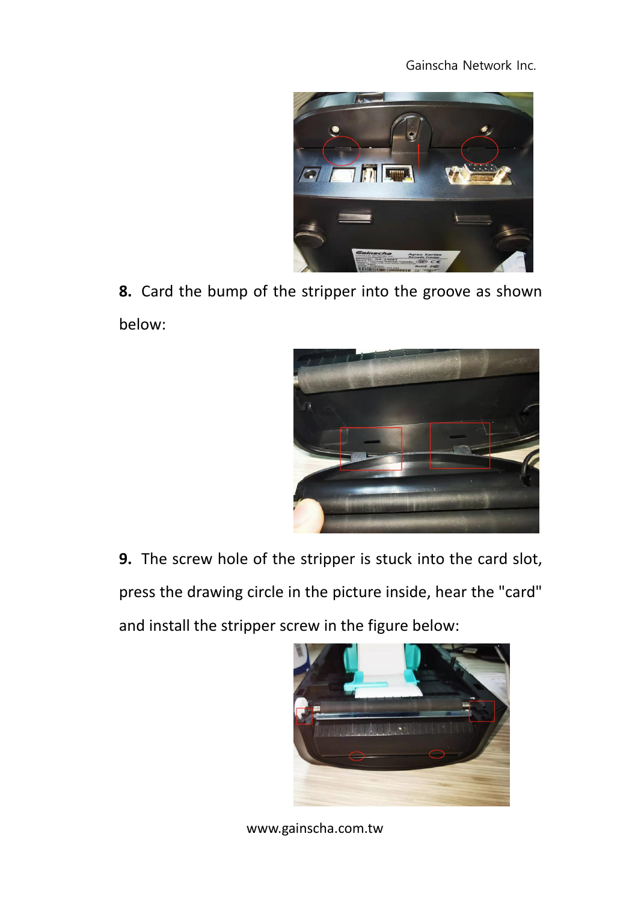**8.** Card the bump of the stripper into the groove as shown below:

**9.** The screw hole of the stripper is stuck into the card slot, press the drawing circle in the picture inside, hear the "card" and install the stripper screw in the figure below: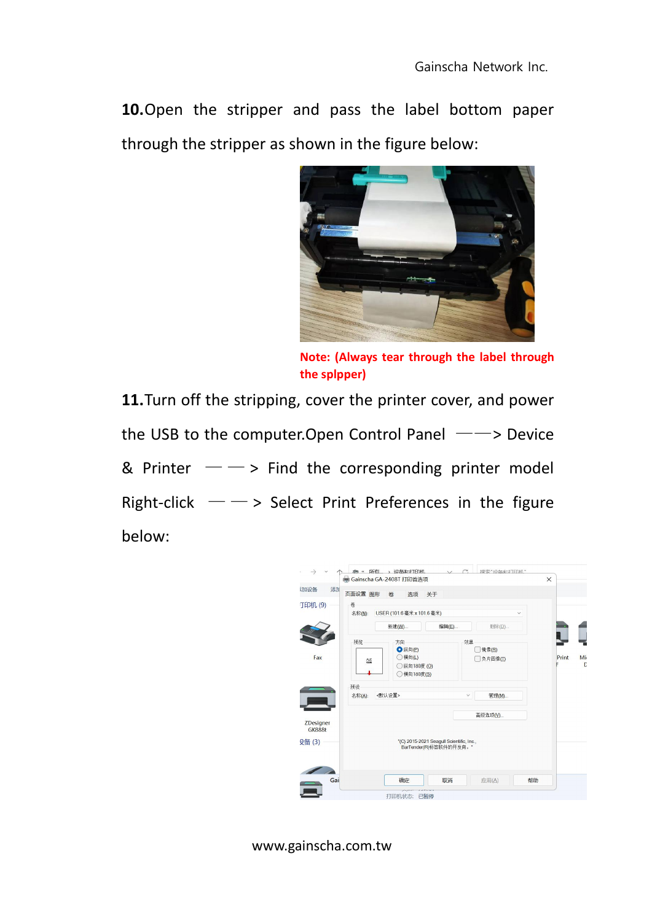**10.**Open the stripper and pass the label bottom paper through the stripper as shown in the figure below:

**Note: (Always tear through the label through the splpper)**

**11.**Turn off the stripping, cover the printer cover, and power the USB to the computer.Open Control Panel ——> Device & Printer ——> Find the corresponding printer model Right-click ——> Select Print Preferences in the figure below: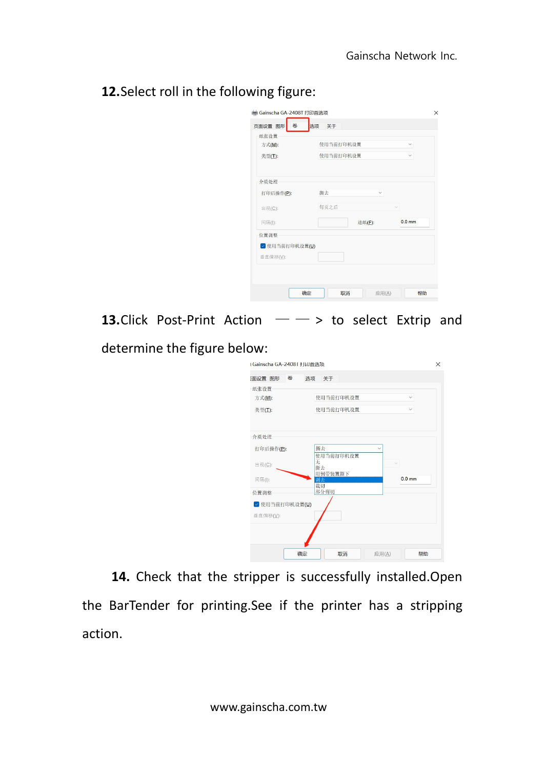**12.**Select roll in the following figure:

**13.**Click Post-Print Action ——> to select Extrip and determine the figure below:

**14.** Check that the stripper is successfully installed.Open the BarTender for printing.See if the printer has a stripping action.

www.gainscha.com.tw